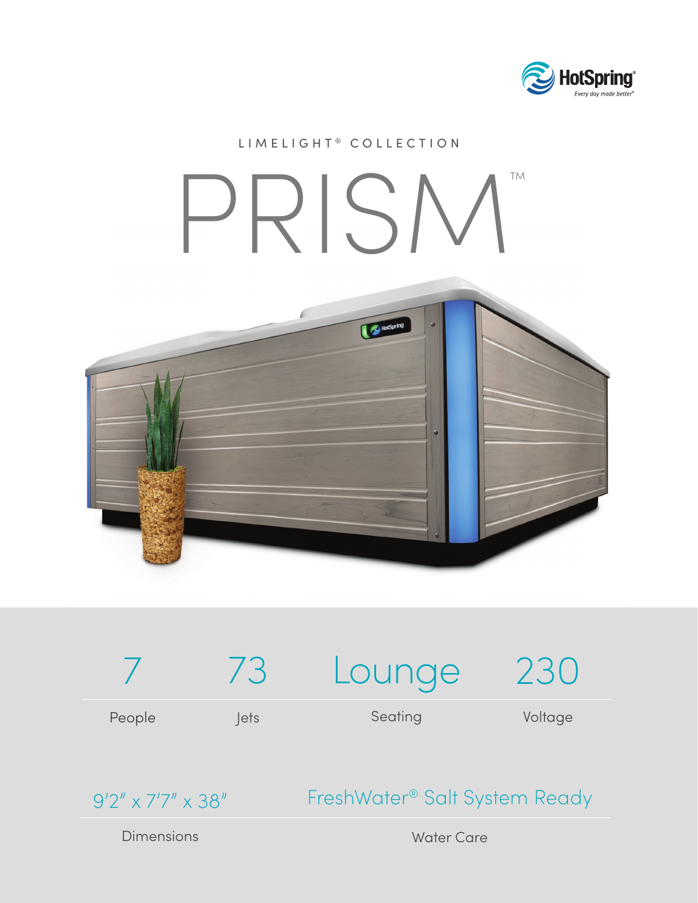HotSpring®
*Every day made better®*

LIMELIGHT® COLLECTION

# PRISM™

| 7 | 73 | Lounge | 230 |
| --- | --- | --- | --- |
| People | Jets | Seating | Voltage |

| 9'2" x 7'7" x 38" | FreshWater® Salt System Ready |
| --- | --- |
| Dimensions | Water Care |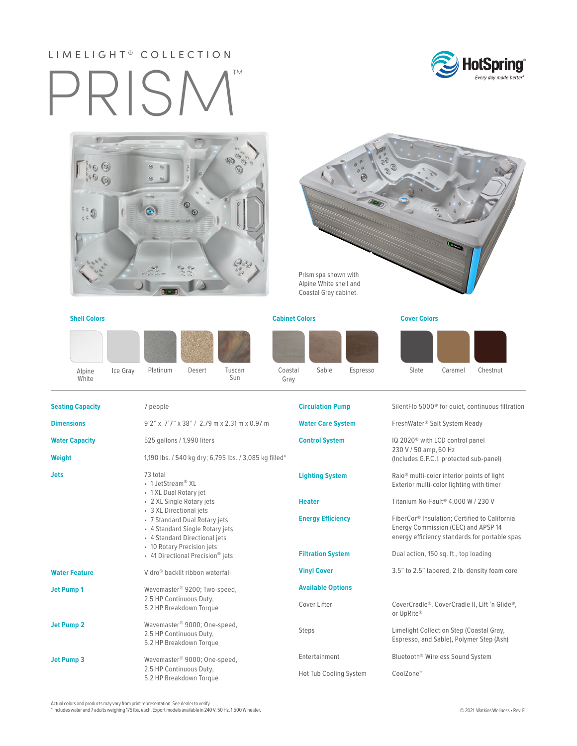LIMELIGHT® COLLECTION

# PRISM™

HotSpring®
*Every day made better®*

Prism spa shown with Alpine White shell and Coastal Gray cabinet.

**Shell Colors**

Alpine White, Ice Gray, Platinum, Desert, Tuscan Sun

**Cabinet Colors**

Coastal Gray, Sable, Espresso

**Cover Colors**

Slate, Caramel, Chestnut

| | |
|---|---|
| **Seating Capacity** | 7 people |
| **Dimensions** | 9'2" x 7'7" x 38" / 2.79 m x 2.31 m x 0.97 m |
| **Water Capacity** | 525 gallons / 1,990 liters |
| **Weight** | 1,190 lbs. / 540 kg dry; 6,795 lbs. / 3,085 kg filled* |
| **Jets** | 73 total<br>• 1 JetStream® XL<br>• 1 XL Dual Rotary jet<br>• 2 XL Single Rotary jets<br>• 3 XL Directional jets<br>• 7 Standard Dual Rotary jets<br>• 4 Standard Single Rotary jets<br>• 4 Standard Directional jets<br>• 10 Rotary Precision jets<br>• 41 Directional Precision® jets |
| **Water Feature** | Vidro® backlit ribbon waterfall |
| **Jet Pump 1** | Wavemaster® 9200; Two-speed, 2.5 HP Continuous Duty, 5.2 HP Breakdown Torque |
| **Jet Pump 2** | Wavemaster® 9000; One-speed, 2.5 HP Continuous Duty, 5.2 HP Breakdown Torque |
| **Jet Pump 3** | Wavemaster® 9000; One-speed, 2.5 HP Continuous Duty, 5.2 HP Breakdown Torque |

| | |
|---|---|
| **Circulation Pump** | SilentFlo 5000® for quiet, continuous filtration |
| **Water Care System** | FreshWater® Salt System Ready |
| **Control System** | IQ 2020® with LCD control panel<br>230 V / 50 amp, 60 Hz<br>(Includes G.F.C.I. protected sub-panel) |
| **Lighting System** | Raio® multi-color interior points of light<br>Exterior multi-color lighting with timer |
| **Heater** | Titanium No-Fault® 4,000 W / 230 V |
| **Energy Efficiency** | FiberCor® Insulation; Certified to California Energy Commission (CEC) and APSP 14 energy efficiency standards for portable spas |
| **Filtration System** | Dual action, 150 sq. ft., top loading |
| **Vinyl Cover** | 3.5" to 2.5" tapered, 2 lb. density foam core |
| **Available Options** | |
| Cover Lifter | CoverCradle®, CoverCradle II, Lift 'n Glide®, or UpRite® |
| Steps | Limelight Collection Step (Coastal Gray, Espresso, and Sable), Polymer Step (Ash) |
| Entertainment | Bluetooth® Wireless Sound System |
| Hot Tub Cooling System | CoolZone™ |

Actual colors and products may vary from print representation. See dealer to verify.
* Includes water and 7 adults weighing 175 lbs. each. Export models available in 240 V, 50 Hz, 1,500 W heater.

© 2021 Watkins Wellness • Rev. E